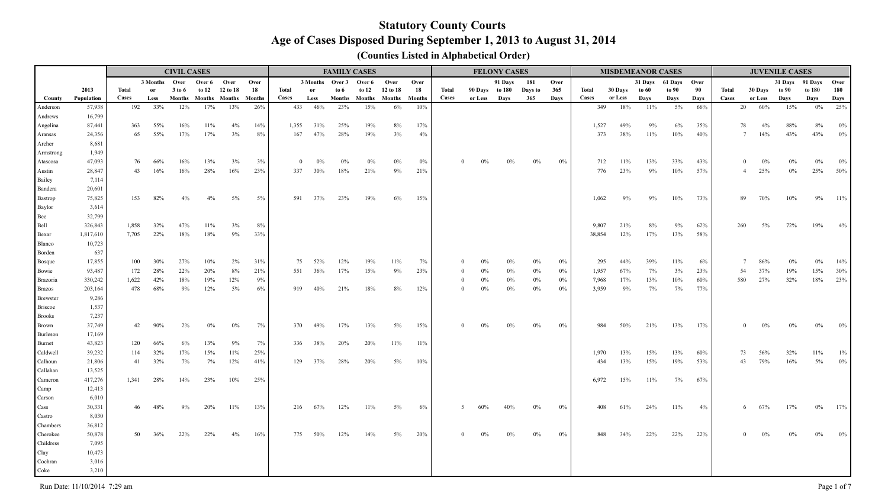# Statutory County Courts

## Age of Cases Disposed During September 1, 2013 to August 31, 2014

### (Counties Listed in Alphabetical Order)

| | | CIVIL CASES | | | | | | FAMILY CASES | | | | | | FELONY CASES | | | | | MISDEMEANOR CASES | | | | | JUVENILE CASES | | | | |
|---|---|---|---|---|---|---|---|---|---|---|---|---|---|---|---|---|---|---|---|---|---|---|---|---|---|---|---|---|
| County | 2013 Population | Total Cases | 3 Months or Less | Over 3 to 6 Months | Over 6 to 12 Months | Over 12 to 18 Months | Over 18 Months | Total Cases | 3 Months or Less | Over 3 to 6 Months | Over 6 to 12 Months | Over 12 to 18 Months | Over 18 Months | Total Cases | 90 Days or Less | 91 Days to 180 Days | 181 Days to 365 | Over 365 Days | Total Cases | 30 Days or Less | 31 Days to 60 Days | 61 Days to 90 Days | Over 90 Days | Total Cases | 30 Days or Less | 31 Days to 90 Days | 91 Days to 180 Days | Over 180 Days |
| Anderson | 57,938 | 192 | 33% | 12% | 17% | 13% | 26% | 433 | 46% | 23% | 15% | 6% | 10% | | | | | | 349 | 18% | 11% | 5% | 66% | 20 | 60% | 15% | 0% | 25% |
| Andrews | 16,799 | | | | | | | | | | | | | | | | | | | | | | | | | | | |
| Angelina | 87,441 | 363 | 55% | 16% | 11% | 4% | 14% | 1,355 | 31% | 25% | 19% | 8% | 17% | | | | | | 1,527 | 49% | 9% | 6% | 35% | 78 | 4% | 88% | 8% | 0% |
| Aransas | 24,356 | 65 | 55% | 17% | 17% | 3% | 8% | 167 | 47% | 28% | 19% | 3% | 4% | | | | | | 373 | 38% | 11% | 10% | 40% | 7 | 14% | 43% | 43% | 0% |
| Archer | 8,681 | | | | | | | | | | | | | | | | | | | | | | | | | | | |
| Armstrong | 1,949 | | | | | | | | | | | | | | | | | | | | | | | | | | | |
| Atascosa | 47,093 | 76 | 66% | 16% | 13% | 3% | 3% | 0 | 0% | 0% | 0% | 0% | 0% | 0 | 0% | 0% | 0% | 0% | 712 | 11% | 13% | 33% | 43% | 0 | 0% | 0% | 0% | 0% |
| Austin | 28,847 | 43 | 16% | 16% | 28% | 16% | 23% | 337 | 30% | 18% | 21% | 9% | 21% | | | | | | 776 | 23% | 9% | 10% | 57% | 4 | 25% | 0% | 25% | 50% |
| Bailey | 7,114 | | | | | | | | | | | | | | | | | | | | | | | | | | | |
| Bandera | 20,601 | | | | | | | | | | | | | | | | | | | | | | | | | | | |
| Bastrop | 75,825 | 153 | 82% | 4% | 4% | 5% | 5% | 591 | 37% | 23% | 19% | 6% | 15% | | | | | | 1,062 | 9% | 9% | 10% | 73% | 89 | 70% | 10% | 9% | 11% |
| Baylor | 3,614 | | | | | | | | | | | | | | | | | | | | | | | | | | | |
| Bee | 32,799 | | | | | | | | | | | | | | | | | | | | | | | | | | | |
| Bell | 326,843 | 1,858 | 32% | 47% | 11% | 3% | 8% | | | | | | | | | | | | 9,807 | 21% | 8% | 9% | 62% | 260 | 5% | 72% | 19% | 4% |
| Bexar | 1,817,610 | 7,705 | 22% | 18% | 18% | 9% | 33% | | | | | | | | | | | | 38,854 | 12% | 17% | 13% | 58% | | | | | |
| Blanco | 10,723 | | | | | | | | | | | | | | | | | | | | | | | | | | | |
| Borden | 637 | | | | | | | | | | | | | | | | | | | | | | | | | | | |
| Bosque | 17,855 | 100 | 30% | 27% | 10% | 2% | 31% | 75 | 52% | 12% | 19% | 11% | 7% | 0 | 0% | 0% | 0% | 0% | 295 | 44% | 39% | 11% | 6% | 7 | 86% | 0% | 0% | 14% |
| Bowie | 93,487 | 172 | 28% | 22% | 20% | 8% | 21% | 551 | 36% | 17% | 15% | 9% | 23% | 0 | 0% | 0% | 0% | 0% | 1,957 | 67% | 7% | 3% | 23% | 54 | 37% | 19% | 15% | 30% |
| Brazoria | 330,242 | 1,622 | 42% | 18% | 19% | 12% | 9% | | | | | | | 0 | 0% | 0% | 0% | 0% | 7,968 | 17% | 13% | 10% | 60% | 580 | 27% | 32% | 18% | 23% |
| Brazos | 203,164 | 478 | 68% | 9% | 12% | 5% | 6% | 919 | 40% | 21% | 18% | 8% | 12% | 0 | 0% | 0% | 0% | 0% | 3,959 | 9% | 7% | 7% | 77% | | | | | |
| Brewster | 9,286 | | | | | | | | | | | | | | | | | | | | | | | | | | | |
| Briscoe | 1,537 | | | | | | | | | | | | | | | | | | | | | | | | | | | |
| Brooks | 7,237 | | | | | | | | | | | | | | | | | | | | | | | | | | | |
| Brown | 37,749 | 42 | 90% | 2% | 0% | 0% | 7% | 370 | 49% | 17% | 13% | 5% | 15% | 0 | 0% | 0% | 0% | 0% | 984 | 50% | 21% | 13% | 17% | 0 | 0% | 0% | 0% | 0% |
| Burleson | 17,169 | | | | | | | | | | | | | | | | | | | | | | | | | | | |
| Burnet | 43,823 | 120 | 66% | 6% | 13% | 9% | 7% | 336 | 38% | 20% | 20% | 11% | 11% | | | | | | | | | | | | | | | |
| Caldwell | 39,232 | 114 | 32% | 17% | 15% | 11% | 25% | | | | | | | | | | | | 1,970 | 13% | 15% | 13% | 60% | 73 | 56% | 32% | 11% | 1% |
| Calhoun | 21,806 | 41 | 32% | 7% | 7% | 12% | 41% | 129 | 37% | 28% | 20% | 5% | 10% | | | | | | 434 | 13% | 15% | 19% | 53% | 43 | 79% | 16% | 5% | 0% |
| Callahan | 13,525 | | | | | | | | | | | | | | | | | | | | | | | | | | | |
| Cameron | 417,276 | 1,341 | 28% | 14% | 23% | 10% | 25% | | | | | | | | | | | | 6,972 | 15% | 11% | 7% | 67% | | | | | |
| Camp | 12,413 | | | | | | | | | | | | | | | | | | | | | | | | | | | |
| Carson | 6,010 | | | | | | | | | | | | | | | | | | | | | | | | | | | |
| Cass | 30,331 | 46 | 48% | 9% | 20% | 11% | 13% | 216 | 67% | 12% | 11% | 5% | 6% | 5 | 60% | 40% | 0% | 0% | 408 | 61% | 24% | 11% | 4% | 6 | 67% | 17% | 0% | 17% |
| Castro | 8,030 | | | | | | | | | | | | | | | | | | | | | | | | | | | |
| Chambers | 36,812 | | | | | | | | | | | | | | | | | | | | | | | | | | | |
| Cherokee | 50,878 | 50 | 36% | 22% | 22% | 4% | 16% | 775 | 50% | 12% | 14% | 5% | 20% | 0 | 0% | 0% | 0% | 0% | 848 | 34% | 22% | 22% | 22% | 0 | 0% | 0% | 0% | 0% |
| Childress | 7,095 | | | | | | | | | | | | | | | | | | | | | | | | | | | |
| Clay | 10,473 | | | | | | | | | | | | | | | | | | | | | | | | | | | |
| Cochran | 3,016 | | | | | | | | | | | | | | | | | | | | | | | | | | | |
| Coke | 3,210 | | | | | | | | | | | | | | | | | | | | | | | | | | | |

Run Date: 11/10/2014 7:29 am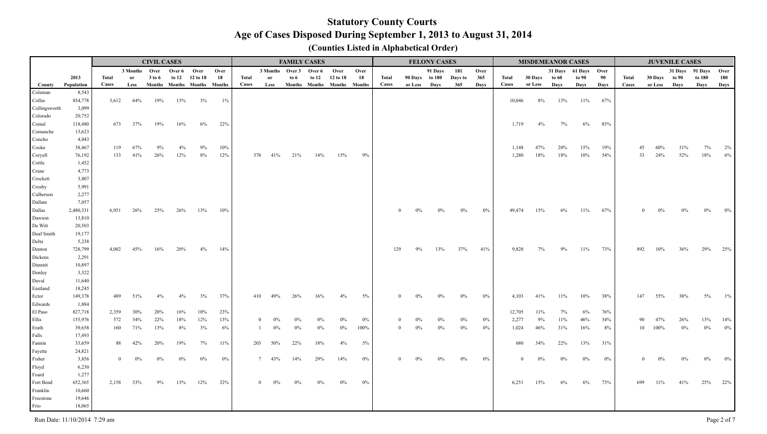# Statutory County Courts

## Age of Cases Disposed During September 1, 2013 to August 31, 2014

### (Counties Listed in Alphabetical Order)

| | | CIVIL CASES | | | | | | FAMILY CASES | | | | | | FELONY CASES | | | | | MISDEMEANOR CASES | | | | | JUVENILE CASES | | | | |
|---|---|---|---|---|---|---|---|---|---|---|---|---|---|---|---|---|---|---|---|---|---|---|---|---|---|---|---|---|
| County | 2013 Population | Total Cases | 3 Months or Less | Over 3 to 6 Months | Over 6 to 12 Months | Over 12 to 18 Months | Over 18 Months | Total Cases | 3 Months or Less | Over 3 to 6 Months | Over 6 to 12 Months | Over 12 to 18 Months | Over 18 Months | Total Cases | 90 Days or Less | 91 Days to 180 Days | 181 Days to 365 | Over 365 Days | Total Cases | 30 Days or Less | 31 Days to 60 Days | 61 Days to 90 Days | Over 90 Days | Total Cases | 30 Days or Less | 31 Days to 90 Days | 91 Days to 180 Days | Over 180 Days |
| Coleman | 8,543 | | | | | | | | | | | | | | | | | | | | | | | | | | | |
| Collin | 854,778 | 3,612 | 64% | 19% | 13% | 3% | 1% | | | | | | | | | | | | 10,046 | 8% | 13% | 11% | 67% | | | | | |
| Collingsworth | 3,099 | | | | | | | | | | | | | | | | | | | | | | | | | | | |
| Colorado | 20,752 | | | | | | | | | | | | | | | | | | | | | | | | | | | |
| Comal | 118,480 | 673 | 37% | 19% | 16% | 6% | 22% | | | | | | | | | | | | 1,719 | 4% | 7% | 6% | 83% | | | | | |
| Comanche | 13,623 | | | | | | | | | | | | | | | | | | | | | | | | | | | |
| Concho | 4,043 | | | | | | | | | | | | | | | | | | | | | | | | | | | |
| Cooke | 38,467 | 119 | 67% | 9% | 4% | 9% | 10% | | | | | | | | | | | | 1,148 | 47% | 20% | 15% | 19% | 45 | 60% | 31% | 7% | 2% |
| Coryell | 76,192 | 133 | 41% | 26% | 12% | 8% | 12% | 378 | 41% | 21% | 14% | 15% | 9% | | | | | | 1,280 | 18% | 18% | 10% | 54% | 33 | 24% | 52% | 18% | 6% |
| Cottle | 1,452 | | | | | | | | | | | | | | | | | | | | | | | | | | | |
| Crane | 4,773 | | | | | | | | | | | | | | | | | | | | | | | | | | | |
| Crockett | 3,807 | | | | | | | | | | | | | | | | | | | | | | | | | | | |
| Crosby | 5,991 | | | | | | | | | | | | | | | | | | | | | | | | | | | |
| Culberson | 2,277 | | | | | | | | | | | | | | | | | | | | | | | | | | | |
| Dallam | 7,057 | | | | | | | | | | | | | | | | | | | | | | | | | | | |
| Dallas | 2,480,331 | 6,951 | 26% | 25% | 26% | 13% | 10% | | | | | | | 0 | 0% | 0% | 0% | 0% | 49,474 | 15% | 6% | 11% | 67% | 0 | 0% | 0% | 0% | 0% |
| Dawson | 13,810 | | | | | | | | | | | | | | | | | | | | | | | | | | | |
| De Witt | 20,503 | | | | | | | | | | | | | | | | | | | | | | | | | | | |
| Deaf Smith | 19,177 | | | | | | | | | | | | | | | | | | | | | | | | | | | |
| Delta | 5,238 | | | | | | | | | | | | | | | | | | | | | | | | | | | |
| Denton | 728,799 | 4,002 | 45% | 16% | 20% | 4% | 14% | | | | | | | 129 | 9% | 13% | 37% | 41% | 9,828 | 7% | 9% | 11% | 73% | 892 | 10% | 36% | 29% | 25% |
| Dickens | 2,291 | | | | | | | | | | | | | | | | | | | | | | | | | | | |
| Dimmit | 10,897 | | | | | | | | | | | | | | | | | | | | | | | | | | | |
| Donley | 3,522 | | | | | | | | | | | | | | | | | | | | | | | | | | | |
| Duval | 11,640 | | | | | | | | | | | | | | | | | | | | | | | | | | | |
| Eastland | 18,245 | | | | | | | | | | | | | | | | | | | | | | | | | | | |
| Ector | 149,378 | 489 | 51% | 4% | 4% | 3% | 37% | 410 | 49% | 26% | 16% | 4% | 5% | 0 | 0% | 0% | 0% | 0% | 4,103 | 41% | 11% | 10% | 38% | 147 | 55% | 38% | 5% | 1% |
| Edwards | 1,884 | | | | | | | | | | | | | | | | | | | | | | | | | | | |
| El Paso | 827,718 | 2,359 | 30% | 20% | 16% | 10% | 23% | | | | | | | | | | | | 12,705 | 11% | 7% | 6% | 76% | | | | | |
| Ellis | 155,976 | 572 | 34% | 22% | 18% | 12% | 13% | 0 | 0% | 0% | 0% | 0% | 0% | 0 | 0% | 0% | 0% | 0% | 2,277 | 9% | 11% | 46% | 34% | 90 | 47% | 26% | 13% | 14% |
| Erath | 39,658 | 160 | 71% | 13% | 8% | 3% | 6% | 1 | 0% | 0% | 0% | 0% | 100% | 0 | 0% | 0% | 0% | 0% | 1,024 | 46% | 31% | 16% | 8% | 10 | 100% | 0% | 0% | 0% |
| Falls | 17,493 | | | | | | | | | | | | | | | | | | | | | | | | | | | |
| Fannin | 33,659 | 88 | 42% | 20% | 19% | 7% | 11% | 203 | 50% | 22% | 18% | 4% | 5% | | | | | | 680 | 34% | 22% | 13% | 31% | | | | | |
| Fayette | 24,821 | | | | | | | | | | | | | | | | | | | | | | | | | | | |
| Fisher | 3,856 | 0 | 0% | 0% | 0% | 0% | 0% | 7 | 43% | 14% | 29% | 14% | 0% | 0 | 0% | 0% | 0% | 0% | 0 | 0% | 0% | 0% | 0% | 0 | 0% | 0% | 0% | 0% |
| Floyd | 6,230 | | | | | | | | | | | | | | | | | | | | | | | | | | | |
| Foard | 1,277 | | | | | | | | | | | | | | | | | | | | | | | | | | | |
| Fort Bend | 652,365 | 2,158 | 33% | 9% | 13% | 12% | 32% | 0 | 0% | 0% | 0% | 0% | 0% | | | | | | 6,251 | 15% | 6% | 6% | 73% | 699 | 11% | 41% | 25% | 22% |
| Franklin | 10,660 | | | | | | | | | | | | | | | | | | | | | | | | | | | |
| Freestone | 19,646 | | | | | | | | | | | | | | | | | | | | | | | | | | | |
| Frio | 18,065 | | | | | | | | | | | | | | | | | | | | | | | | | | | |

Run Date: 11/10/2014 7:29 am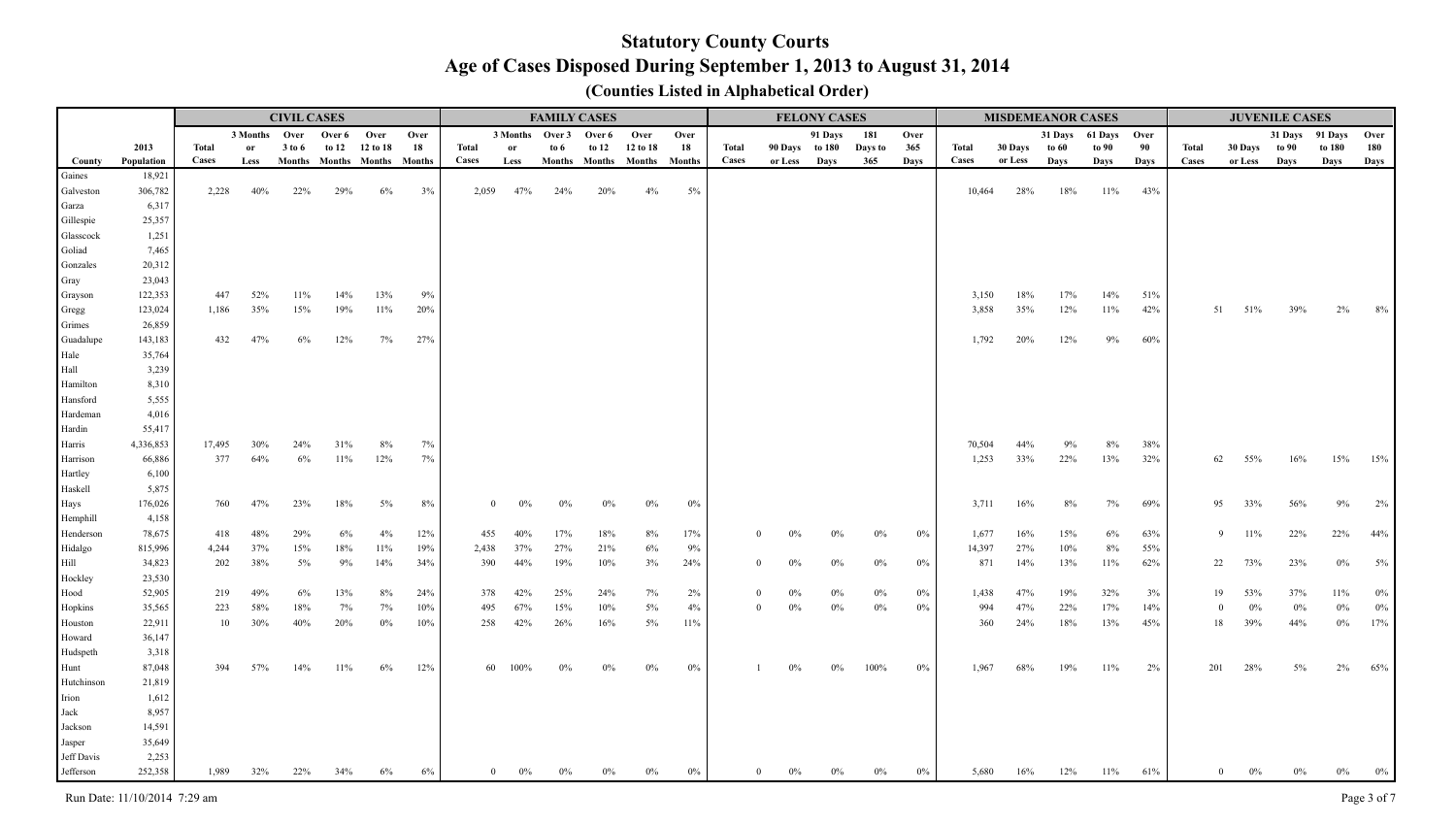# Statutory County Courts

## Age of Cases Disposed During September 1, 2013 to August 31, 2014

### (Counties Listed in Alphabetical Order)

| | | CIVIL CASES | | | | | | FAMILY CASES | | | | | | FELONY CASES | | | | | MISDEMEANOR CASES | | | | | JUVENILE CASES | | | | |
|---|---|---|---|---|---|---|---|---|---|---|---|---|---|---|---|---|---|---|---|---|---|---|---|---|---|---|---|---|
| County | 2013 Population | Total Cases | 3 Months or Less | Over 3 to 6 Months | Over 6 to 12 Months | Over 12 to 18 Months | Over 18 Months | Total Cases | 3 Months or Less | Over 3 to 6 Months | Over 6 to 12 Months | Over 12 to 18 Months | Over 18 Months | Total Cases | 90 Days or Less | 91 Days to 180 Days | 181 Days to 365 | Over 365 Days | Total Cases | 30 Days or Less | 31 Days to 60 Days | 61 Days to 90 Days | Over 90 Days | Total Cases | 30 Days or Less | 31 Days to 90 Days | 91 Days to 180 Days | Over 180 Days |
| Gaines | 18,921 | | | | | | | | | | | | | | | | | | | | | | | | | | | |
| Galveston | 306,782 | 2,228 | 40% | 22% | 29% | 6% | 3% | 2,059 | 47% | 24% | 20% | 4% | 5% | | | | | | 10,464 | 28% | 18% | 11% | 43% | | | | | |
| Garza | 6,317 | | | | | | | | | | | | | | | | | | | | | | | | | | | |
| Gillespie | 25,357 | | | | | | | | | | | | | | | | | | | | | | | | | | | |
| Glasscock | 1,251 | | | | | | | | | | | | | | | | | | | | | | | | | | | |
| Goliad | 7,465 | | | | | | | | | | | | | | | | | | | | | | | | | | | |
| Gonzales | 20,312 | | | | | | | | | | | | | | | | | | | | | | | | | | | |
| Gray | 23,043 | | | | | | | | | | | | | | | | | | | | | | | | | | | |
| Grayson | 122,353 | 447 | 52% | 11% | 14% | 13% | 9% | | | | | | | | | | | | 3,150 | 18% | 17% | 14% | 51% | | | | | |
| Gregg | 123,024 | 1,186 | 35% | 15% | 19% | 11% | 20% | | | | | | | | | | | | 3,858 | 35% | 12% | 11% | 42% | 51 | 51% | 39% | 2% | 8% |
| Grimes | 26,859 | | | | | | | | | | | | | | | | | | | | | | | | | | | |
| Guadalupe | 143,183 | 432 | 47% | 6% | 12% | 7% | 27% | | | | | | | | | | | | 1,792 | 20% | 12% | 9% | 60% | | | | | |
| Hale | 35,764 | | | | | | | | | | | | | | | | | | | | | | | | | | | |
| Hall | 3,239 | | | | | | | | | | | | | | | | | | | | | | | | | | | |
| Hamilton | 8,310 | | | | | | | | | | | | | | | | | | | | | | | | | | | |
| Hansford | 5,555 | | | | | | | | | | | | | | | | | | | | | | | | | | | |
| Hardeman | 4,016 | | | | | | | | | | | | | | | | | | | | | | | | | | | |
| Hardin | 55,417 | | | | | | | | | | | | | | | | | | | | | | | | | | | |
| Harris | 4,336,853 | 17,495 | 30% | 24% | 31% | 8% | 7% | | | | | | | | | | | | 70,504 | 44% | 9% | 8% | 38% | | | | | |
| Harrison | 66,886 | 377 | 64% | 6% | 11% | 12% | 7% | | | | | | | | | | | | 1,253 | 33% | 22% | 13% | 32% | 62 | 55% | 16% | 15% | 15% |
| Hartley | 6,100 | | | | | | | | | | | | | | | | | | | | | | | | | | | |
| Haskell | 5,875 | | | | | | | | | | | | | | | | | | | | | | | | | | | |
| Hays | 176,026 | 760 | 47% | 23% | 18% | 5% | 8% | 0 | 0% | 0% | 0% | 0% | 0% | | | | | | 3,711 | 16% | 8% | 7% | 69% | 95 | 33% | 56% | 9% | 2% |
| Hemphill | 4,158 | | | | | | | | | | | | | | | | | | | | | | | | | | | |
| Henderson | 78,675 | 418 | 48% | 29% | 6% | 4% | 12% | 455 | 40% | 17% | 18% | 8% | 17% | 0 | 0% | 0% | 0% | 0% | 1,677 | 16% | 15% | 6% | 63% | 9 | 11% | 22% | 22% | 44% |
| Hidalgo | 815,996 | 4,244 | 37% | 15% | 18% | 11% | 19% | 2,438 | 37% | 27% | 21% | 6% | 9% | | | | | | 14,397 | 27% | 10% | 8% | 55% | | | | | |
| Hill | 34,823 | 202 | 38% | 5% | 9% | 14% | 34% | 390 | 44% | 19% | 10% | 3% | 24% | 0 | 0% | 0% | 0% | 0% | 871 | 14% | 13% | 11% | 62% | 22 | 73% | 23% | 0% | 5% |
| Hockley | 23,530 | | | | | | | | | | | | | | | | | | | | | | | | | | | |
| Hood | 52,905 | 219 | 49% | 6% | 13% | 8% | 24% | 378 | 42% | 25% | 24% | 7% | 2% | 0 | 0% | 0% | 0% | 0% | 1,438 | 47% | 19% | 32% | 3% | 19 | 53% | 37% | 11% | 0% |
| Hopkins | 35,565 | 223 | 58% | 18% | 7% | 7% | 10% | 495 | 67% | 15% | 10% | 5% | 4% | 0 | 0% | 0% | 0% | 0% | 994 | 47% | 22% | 17% | 14% | 0 | 0% | 0% | 0% | 0% |
| Houston | 22,911 | 10 | 30% | 40% | 20% | 0% | 10% | 258 | 42% | 26% | 16% | 5% | 11% | | | | | | 360 | 24% | 18% | 13% | 45% | 18 | 39% | 44% | 0% | 17% |
| Howard | 36,147 | | | | | | | | | | | | | | | | | | | | | | | | | | | |
| Hudspeth | 3,318 | | | | | | | | | | | | | | | | | | | | | | | | | | | |
| Hunt | 87,048 | 394 | 57% | 14% | 11% | 6% | 12% | 60 | 100% | 0% | 0% | 0% | 0% | 1 | 0% | 0% | 100% | 0% | 1,967 | 68% | 19% | 11% | 2% | 201 | 28% | 5% | 2% | 65% |
| Hutchinson | 21,819 | | | | | | | | | | | | | | | | | | | | | | | | | | | |
| Irion | 1,612 | | | | | | | | | | | | | | | | | | | | | | | | | | | |
| Jack | 8,957 | | | | | | | | | | | | | | | | | | | | | | | | | | | |
| Jackson | 14,591 | | | | | | | | | | | | | | | | | | | | | | | | | | | |
| Jasper | 35,649 | | | | | | | | | | | | | | | | | | | | | | | | | | | |
| Jeff Davis | 2,253 | | | | | | | | | | | | | | | | | | | | | | | | | | | |
| Jefferson | 252,358 | 1,989 | 32% | 22% | 34% | 6% | 6% | 0 | 0% | 0% | 0% | 0% | 0% | 0 | 0% | 0% | 0% | 0% | 5,680 | 16% | 12% | 11% | 61% | 0 | 0% | 0% | 0% | 0% |

Run Date: 11/10/2014 7:29 am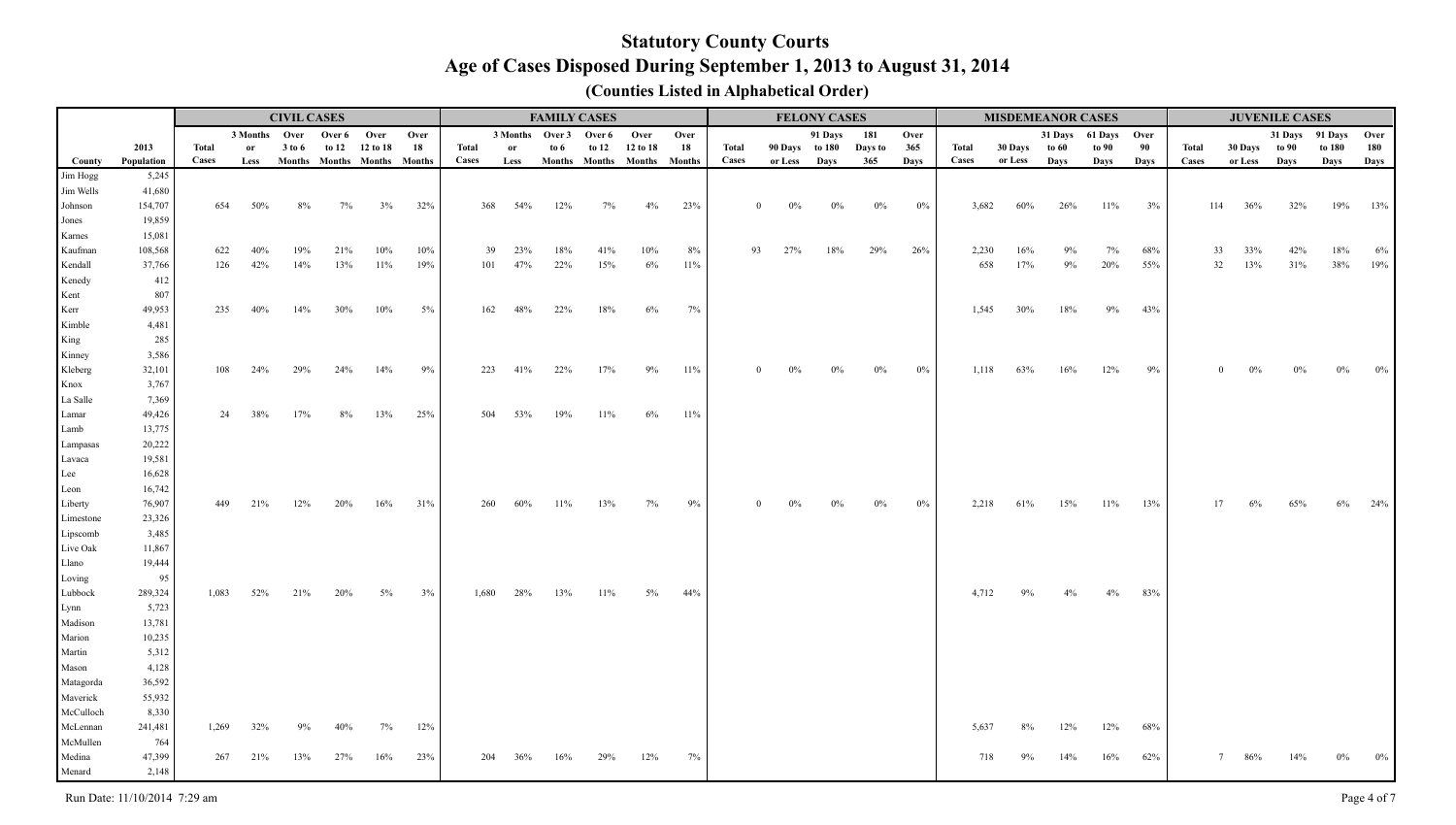# Statutory County Courts

## Age of Cases Disposed During September 1, 2013 to August 31, 2014

### (Counties Listed in Alphabetical Order)

| | | CIVIL CASES | | | | | | FAMILY CASES | | | | | | FELONY CASES | | | | | MISDEMEANOR CASES | | | | | JUVENILE CASES | | | | |
|---|---|---|---|---|---|---|---|---|---|---|---|---|---|---|---|---|---|---|---|---|---|---|---|---|---|---|---|---|
| County | 2013 Population | Total Cases | 3 Months or Less | Over 3 to 6 Months | Over 6 to 12 Months | Over 12 to 18 Months | Over 18 Months | Total Cases | 3 Months or Less | Over 3 to 6 Months | Over 6 to 12 Months | Over 12 to 18 Months | Over 18 Months | Total Cases | 90 Days or Less | 91 Days to 180 Days | 181 Days to 365 | Over 365 Days | Total Cases | 30 Days or Less | 31 Days to 60 Days | 61 Days to 90 Days | Over 90 Days | Total Cases | 30 Days or Less | 31 Days to 90 Days | 91 Days to 180 Days | Over 180 Days |
| Jim Hogg | 5,245 | | | | | | | | | | | | | | | | | | | | | | | | | | | |
| Jim Wells | 41,680 | | | | | | | | | | | | | | | | | | | | | | | | | | | |
| Johnson | 154,707 | 654 | 50% | 8% | 7% | 3% | 32% | 368 | 54% | 12% | 7% | 4% | 23% | 0 | 0% | 0% | 0% | 0% | 3,682 | 60% | 26% | 11% | 3% | 114 | 36% | 32% | 19% | 13% |
| Jones | 19,859 | | | | | | | | | | | | | | | | | | | | | | | | | | | |
| Karnes | 15,081 | | | | | | | | | | | | | | | | | | | | | | | | | | | |
| Kaufman | 108,568 | 622 | 40% | 19% | 21% | 10% | 10% | 39 | 23% | 18% | 41% | 10% | 8% | 93 | 27% | 18% | 29% | 26% | 2,230 | 16% | 9% | 7% | 68% | 33 | 33% | 42% | 18% | 6% |
| Kendall | 37,766 | 126 | 42% | 14% | 13% | 11% | 19% | 101 | 47% | 22% | 15% | 6% | 11% | | | | | | 658 | 17% | 9% | 20% | 55% | 32 | 13% | 31% | 38% | 19% |
| Kenedy | 412 | | | | | | | | | | | | | | | | | | | | | | | | | | | |
| Kent | 807 | | | | | | | | | | | | | | | | | | | | | | | | | | | |
| Kerr | 49,953 | 235 | 40% | 14% | 30% | 10% | 5% | 162 | 48% | 22% | 18% | 6% | 7% | | | | | | 1,545 | 30% | 18% | 9% | 43% | | | | | |
| Kimble | 4,481 | | | | | | | | | | | | | | | | | | | | | | | | | | | |
| King | 285 | | | | | | | | | | | | | | | | | | | | | | | | | | | |
| Kinney | 3,586 | | | | | | | | | | | | | | | | | | | | | | | | | | | |
| Kleberg | 32,101 | 108 | 24% | 29% | 24% | 14% | 9% | 223 | 41% | 22% | 17% | 9% | 11% | 0 | 0% | 0% | 0% | 0% | 1,118 | 63% | 16% | 12% | 9% | 0 | 0% | 0% | 0% | 0% |
| Knox | 3,767 | | | | | | | | | | | | | | | | | | | | | | | | | | | |
| La Salle | 7,369 | | | | | | | | | | | | | | | | | | | | | | | | | | | |
| Lamar | 49,426 | 24 | 38% | 17% | 8% | 13% | 25% | 504 | 53% | 19% | 11% | 6% | 11% | | | | | | | | | | | | | | | |
| Lamb | 13,775 | | | | | | | | | | | | | | | | | | | | | | | | | | | |
| Lampasas | 20,222 | | | | | | | | | | | | | | | | | | | | | | | | | | | |
| Lavaca | 19,581 | | | | | | | | | | | | | | | | | | | | | | | | | | | |
| Lee | 16,628 | | | | | | | | | | | | | | | | | | | | | | | | | | | |
| Leon | 16,742 | | | | | | | | | | | | | | | | | | | | | | | | | | | |
| Liberty | 76,907 | 449 | 21% | 12% | 20% | 16% | 31% | 260 | 60% | 11% | 13% | 7% | 9% | 0 | 0% | 0% | 0% | 0% | 2,218 | 61% | 15% | 11% | 13% | 17 | 6% | 65% | 6% | 24% |
| Limestone | 23,326 | | | | | | | | | | | | | | | | | | | | | | | | | | | |
| Lipscomb | 3,485 | | | | | | | | | | | | | | | | | | | | | | | | | | | |
| Live Oak | 11,867 | | | | | | | | | | | | | | | | | | | | | | | | | | | |
| Llano | 19,444 | | | | | | | | | | | | | | | | | | | | | | | | | | | |
| Loving | 95 | | | | | | | | | | | | | | | | | | | | | | | | | | | |
| Lubbock | 289,324 | 1,083 | 52% | 21% | 20% | 5% | 3% | 1,680 | 28% | 13% | 11% | 5% | 44% | | | | | | 4,712 | 9% | 4% | 4% | 83% | | | | | |
| Lynn | 5,723 | | | | | | | | | | | | | | | | | | | | | | | | | | | |
| Madison | 13,781 | | | | | | | | | | | | | | | | | | | | | | | | | | | |
| Marion | 10,235 | | | | | | | | | | | | | | | | | | | | | | | | | | | |
| Martin | 5,312 | | | | | | | | | | | | | | | | | | | | | | | | | | | |
| Mason | 4,128 | | | | | | | | | | | | | | | | | | | | | | | | | | | |
| Matagorda | 36,592 | | | | | | | | | | | | | | | | | | | | | | | | | | | |
| Maverick | 55,932 | | | | | | | | | | | | | | | | | | | | | | | | | | | |
| McCulloch | 8,330 | | | | | | | | | | | | | | | | | | | | | | | | | | | |
| McLennan | 241,481 | 1,269 | 32% | 9% | 40% | 7% | 12% | | | | | | | | | | | | 5,637 | 8% | 12% | 12% | 68% | | | | | |
| McMullen | 764 | | | | | | | | | | | | | | | | | | | | | | | | | | | |
| Medina | 47,399 | 267 | 21% | 13% | 27% | 16% | 23% | 204 | 36% | 16% | 29% | 12% | 7% | | | | | | 718 | 9% | 14% | 16% | 62% | 7 | 86% | 14% | 0% | 0% |
| Menard | 2,148 | | | | | | | | | | | | | | | | | | | | | | | | | | | |

Run Date: 11/10/2014 7:29 am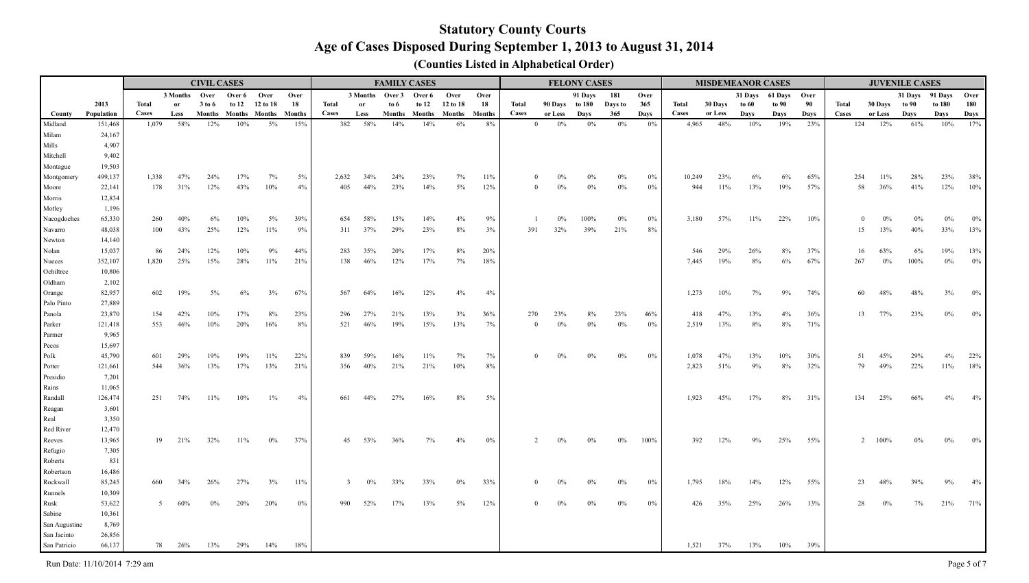# Statutory County Courts

## Age of Cases Disposed During September 1, 2013 to August 31, 2014

### (Counties Listed in Alphabetical Order)

| | | CIVIL CASES | | | | | | FAMILY CASES | | | | | | FELONY CASES | | | | | MISDEMEANOR CASES | | | | | JUVENILE CASES | | | | |
|---|---|---|---|---|---|---|---|---|---|---|---|---|---|---|---|---|---|---|---|---|---|---|---|---|---|---|---|---|
| County | 2013 Population | Total Cases | 3 Months or Less | Over 3 to 6 Months | Over 6 to 12 Months | Over 12 to 18 Months | Over 18 Months | Total Cases | 3 Months or Less | Over 3 to 6 Months | Over 6 to 12 Months | Over 12 to 18 Months | Over 18 Months | Total Cases | 90 Days or Less | 91 Days to 180 Days | 181 Days to 365 | Over 365 Days | Total Cases | 30 Days or Less | 31 Days to 60 Days | 61 Days to 90 Days | Over 90 Days | Total Cases | 30 Days or Less | 31 Days to 90 Days | 91 Days to 180 Days | Over 180 Days |
| Midland | 151,468 | 1,079 | 58% | 12% | 10% | 5% | 15% | 382 | 58% | 14% | 14% | 6% | 8% | 0 | 0% | 0% | 0% | 0% | 4,965 | 48% | 10% | 19% | 23% | 124 | 12% | 61% | 10% | 17% |
| Milam | 24,167 | | | | | | | | | | | | | | | | | | | | | | | | | | | |
| Mills | 4,907 | | | | | | | | | | | | | | | | | | | | | | | | | | | |
| Mitchell | 9,402 | | | | | | | | | | | | | | | | | | | | | | | | | | | |
| Montague | 19,503 | | | | | | | | | | | | | | | | | | | | | | | | | | | |
| Montgomery | 499,137 | 1,338 | 47% | 24% | 17% | 7% | 5% | 2,632 | 34% | 24% | 23% | 7% | 11% | 0 | 0% | 0% | 0% | 0% | 10,249 | 23% | 6% | 6% | 65% | 254 | 11% | 28% | 23% | 38% |
| Moore | 22,141 | 178 | 31% | 12% | 43% | 10% | 4% | 405 | 44% | 23% | 14% | 5% | 12% | 0 | 0% | 0% | 0% | 0% | 944 | 11% | 13% | 19% | 57% | 58 | 36% | 41% | 12% | 10% |
| Morris | 12,834 | | | | | | | | | | | | | | | | | | | | | | | | | | | |
| Motley | 1,196 | | | | | | | | | | | | | | | | | | | | | | | | | | | |
| Nacogdoches | 65,330 | 260 | 40% | 6% | 10% | 5% | 39% | 654 | 58% | 15% | 14% | 4% | 9% | 1 | 0% | 100% | 0% | 0% | 3,180 | 57% | 11% | 22% | 10% | 0 | 0% | 0% | 0% | 0% |
| Navarro | 48,038 | 100 | 43% | 25% | 12% | 11% | 9% | 311 | 37% | 29% | 23% | 8% | 3% | 391 | 32% | 39% | 21% | 8% | | | | | | 15 | 13% | 40% | 33% | 13% |
| Newton | 14,140 | | | | | | | | | | | | | | | | | | | | | | | | | | | |
| Nolan | 15,037 | 86 | 24% | 12% | 10% | 9% | 44% | 283 | 35% | 20% | 17% | 8% | 20% | | | | | | 546 | 29% | 26% | 8% | 37% | 16 | 63% | 6% | 19% | 13% |
| Nueces | 352,107 | 1,820 | 25% | 15% | 28% | 11% | 21% | 138 | 46% | 12% | 17% | 7% | 18% | | | | | | 7,445 | 19% | 8% | 6% | 67% | 267 | 0% | 100% | 0% | 0% |
| Ochiltree | 10,806 | | | | | | | | | | | | | | | | | | | | | | | | | | | |
| Oldham | 2,102 | | | | | | | | | | | | | | | | | | | | | | | | | | | |
| Orange | 82,957 | 602 | 19% | 5% | 6% | 3% | 67% | 567 | 64% | 16% | 12% | 4% | 4% | | | | | | 1,273 | 10% | 7% | 9% | 74% | 60 | 48% | 48% | 3% | 0% |
| Palo Pinto | 27,889 | | | | | | | | | | | | | | | | | | | | | | | | | | | |
| Panola | 23,870 | 154 | 42% | 10% | 17% | 8% | 23% | 296 | 27% | 21% | 13% | 3% | 36% | 270 | 23% | 8% | 23% | 46% | 418 | 47% | 13% | 4% | 36% | 13 | 77% | 23% | 0% | 0% |
| Parker | 121,418 | 553 | 46% | 10% | 20% | 16% | 8% | 521 | 46% | 19% | 15% | 13% | 7% | 0 | 0% | 0% | 0% | 0% | 2,519 | 13% | 8% | 8% | 71% | | | | | |
| Parmer | 9,965 | | | | | | | | | | | | | | | | | | | | | | | | | | | |
| Pecos | 15,697 | | | | | | | | | | | | | | | | | | | | | | | | | | | |
| Polk | 45,790 | 601 | 29% | 19% | 19% | 11% | 22% | 839 | 59% | 16% | 11% | 7% | 7% | 0 | 0% | 0% | 0% | 0% | 1,078 | 47% | 13% | 10% | 30% | 51 | 45% | 29% | 4% | 22% |
| Potter | 121,661 | 544 | 36% | 13% | 17% | 13% | 21% | 356 | 40% | 21% | 21% | 10% | 8% | | | | | | 2,823 | 51% | 9% | 8% | 32% | 79 | 49% | 22% | 11% | 18% |
| Presidio | 7,201 | | | | | | | | | | | | | | | | | | | | | | | | | | | |
| Rains | 11,065 | | | | | | | | | | | | | | | | | | | | | | | | | | | |
| Randall | 126,474 | 251 | 74% | 11% | 10% | 1% | 4% | 661 | 44% | 27% | 16% | 8% | 5% | | | | | | 1,923 | 45% | 17% | 8% | 31% | 134 | 25% | 66% | 4% | 4% |
| Reagan | 3,601 | | | | | | | | | | | | | | | | | | | | | | | | | | | |
| Real | 3,350 | | | | | | | | | | | | | | | | | | | | | | | | | | | |
| Red River | 12,470 | | | | | | | | | | | | | | | | | | | | | | | | | | | |
| Reeves | 13,965 | 19 | 21% | 32% | 11% | 0% | 37% | 45 | 53% | 36% | 7% | 4% | 0% | 2 | 0% | 0% | 0% | 100% | 392 | 12% | 9% | 25% | 55% | 2 | 100% | 0% | 0% | 0% |
| Refugio | 7,305 | | | | | | | | | | | | | | | | | | | | | | | | | | | |
| Roberts | 831 | | | | | | | | | | | | | | | | | | | | | | | | | | | |
| Robertson | 16,486 | | | | | | | | | | | | | | | | | | | | | | | | | | | |
| Rockwall | 85,245 | 660 | 34% | 26% | 27% | 3% | 11% | 3 | 0% | 33% | 33% | 0% | 33% | 0 | 0% | 0% | 0% | 0% | 1,795 | 18% | 14% | 12% | 55% | 23 | 48% | 39% | 9% | 4% |
| Runnels | 10,309 | | | | | | | | | | | | | | | | | | | | | | | | | | | |
| Rusk | 53,622 | 5 | 60% | 0% | 20% | 20% | 0% | 990 | 52% | 17% | 13% | 5% | 12% | 0 | 0% | 0% | 0% | 0% | 426 | 35% | 25% | 26% | 13% | 28 | 0% | 7% | 21% | 71% |
| Sabine | 10,361 | | | | | | | | | | | | | | | | | | | | | | | | | | | |
| San Augustine | 8,769 | | | | | | | | | | | | | | | | | | | | | | | | | | | |
| San Jacinto | 26,856 | | | | | | | | | | | | | | | | | | | | | | | | | | | |
| San Patricio | 66,137 | 78 | 26% | 13% | 29% | 14% | 18% | | | | | | | | | | | | 1,521 | 37% | 13% | 10% | 39% | | | | | |

Run Date: 11/10/2014 7:29 am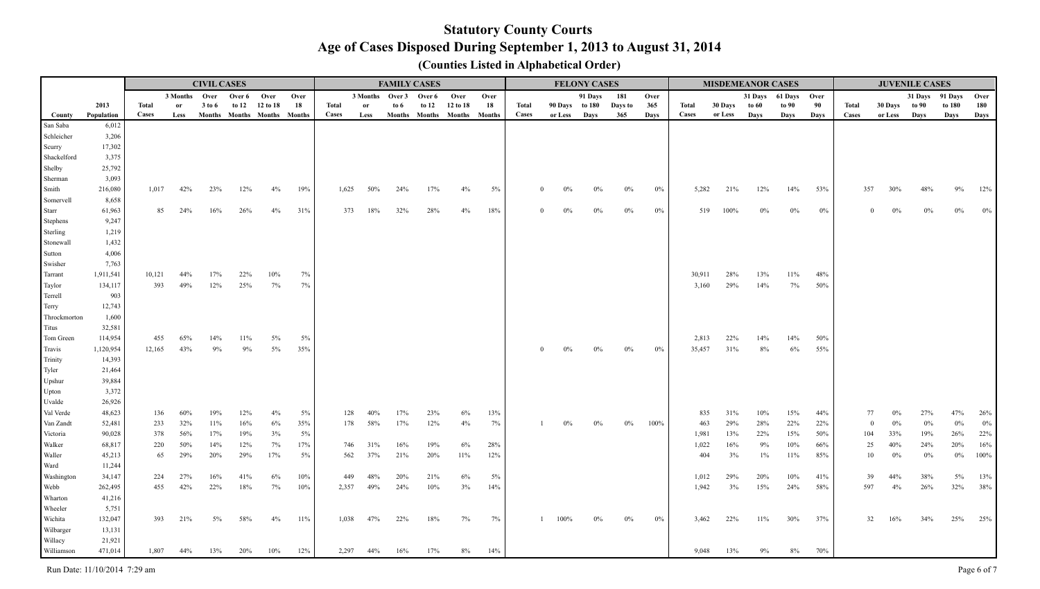# Statutory County Courts

## Age of Cases Disposed During September 1, 2013 to August 31, 2014

### (Counties Listed in Alphabetical Order)

| | | CIVIL CASES | | | | | | FAMILY CASES | | | | | | FELONY CASES | | | | | MISDEMEANOR CASES | | | | | JUVENILE CASES | | | | |
|---|---|---|---|---|---|---|---|---|---|---|---|---|---|---|---|---|---|---|---|---|---|---|---|---|---|---|---|---|
| County | 2013 Population | Total Cases | 3 Months or Less | Over 3 to 6 Months | Over 6 to 12 Months | Over 12 to 18 Months | Over 18 Months | Total Cases | 3 Months or Less | Over 3 to 6 Months | Over 6 to 12 Months | Over 12 to 18 Months | Over 18 Months | Total Cases | 90 Days or Less | 91 Days to 180 Days | 181 Days to 365 | Over 365 Days | Total Cases | 30 Days or Less | 31 Days to 60 Days | 61 Days to 90 Days | Over 90 Days | Total Cases | 30 Days or Less | 31 Days to 90 Days | 91 Days to 180 Days | Over 180 Days |
| San Saba | 6,012 | | | | | | | | | | | | | | | | | | | | | | | | | | | |
| Schleicher | 3,206 | | | | | | | | | | | | | | | | | | | | | | | | | | | |
| Scurry | 17,302 | | | | | | | | | | | | | | | | | | | | | | | | | | | |
| Shackelford | 3,375 | | | | | | | | | | | | | | | | | | | | | | | | | | | |
| Shelby | 25,792 | | | | | | | | | | | | | | | | | | | | | | | | | | | |
| Sherman | 3,093 | | | | | | | | | | | | | | | | | | | | | | | | | | | |
| Smith | 216,080 | 1,017 | 42% | 23% | 12% | 4% | 19% | 1,625 | 50% | 24% | 17% | 4% | 5% | 0 | 0% | 0% | 0% | 0% | 5,282 | 21% | 12% | 14% | 53% | 357 | 30% | 48% | 9% | 12% |
| Somervell | 8,658 | | | | | | | | | | | | | | | | | | | | | | | | | | | |
| Starr | 61,963 | 85 | 24% | 16% | 26% | 4% | 31% | 373 | 18% | 32% | 28% | 4% | 18% | 0 | 0% | 0% | 0% | 0% | 519 | 100% | 0% | 0% | 0% | 0 | 0% | 0% | 0% | 0% |
| Stephens | 9,247 | | | | | | | | | | | | | | | | | | | | | | | | | | | |
| Sterling | 1,219 | | | | | | | | | | | | | | | | | | | | | | | | | | | |
| Stonewall | 1,432 | | | | | | | | | | | | | | | | | | | | | | | | | | | |
| Sutton | 4,006 | | | | | | | | | | | | | | | | | | | | | | | | | | | |
| Swisher | 7,763 | | | | | | | | | | | | | | | | | | | | | | | | | | | |
| Tarrant | 1,911,541 | 10,121 | 44% | 17% | 22% | 10% | 7% | | | | | | | | | | | | 30,911 | 28% | 13% | 11% | 48% | | | | | |
| Taylor | 134,117 | 393 | 49% | 12% | 25% | 7% | 7% | | | | | | | | | | | | 3,160 | 29% | 14% | 7% | 50% | | | | | |
| Terrell | 903 | | | | | | | | | | | | | | | | | | | | | | | | | | | |
| Terry | 12,743 | | | | | | | | | | | | | | | | | | | | | | | | | | | |
| Throckmorton | 1,600 | | | | | | | | | | | | | | | | | | | | | | | | | | | |
| Titus | 32,581 | | | | | | | | | | | | | | | | | | | | | | | | | | | |
| Tom Green | 114,954 | 455 | 65% | 14% | 11% | 5% | 5% | | | | | | | | | | | | 2,813 | 22% | 14% | 14% | 50% | | | | | |
| Travis | 1,120,954 | 12,165 | 43% | 9% | 9% | 5% | 35% | | | | | | | 0 | 0% | 0% | 0% | 0% | 35,457 | 31% | 8% | 6% | 55% | | | | | |
| Trinity | 14,393 | | | | | | | | | | | | | | | | | | | | | | | | | | | |
| Tyler | 21,464 | | | | | | | | | | | | | | | | | | | | | | | | | | | |
| Upshur | 39,884 | | | | | | | | | | | | | | | | | | | | | | | | | | | |
| Upton | 3,372 | | | | | | | | | | | | | | | | | | | | | | | | | | | |
| Uvalde | 26,926 | | | | | | | | | | | | | | | | | | | | | | | | | | | |
| Val Verde | 48,623 | 136 | 60% | 19% | 12% | 4% | 5% | 128 | 40% | 17% | 23% | 6% | 13% | | | | | | 835 | 31% | 10% | 15% | 44% | 77 | 0% | 27% | 47% | 26% |
| Van Zandt | 52,481 | 233 | 32% | 11% | 16% | 6% | 35% | 178 | 58% | 17% | 12% | 4% | 7% | 1 | 0% | 0% | 0% | 100% | 463 | 29% | 28% | 22% | 22% | 0 | 0% | 0% | 0% | 0% |
| Victoria | 90,028 | 378 | 56% | 17% | 19% | 3% | 5% | | | | | | | | | | | | 1,981 | 13% | 22% | 15% | 50% | 104 | 33% | 19% | 26% | 22% |
| Walker | 68,817 | 220 | 50% | 14% | 12% | 7% | 17% | 746 | 31% | 16% | 19% | 6% | 28% | | | | | | 1,022 | 16% | 9% | 10% | 66% | 25 | 40% | 24% | 20% | 16% |
| Waller | 45,213 | 65 | 29% | 20% | 29% | 17% | 5% | 562 | 37% | 21% | 20% | 11% | 12% | | | | | | 404 | 3% | 1% | 11% | 85% | 10 | 0% | 0% | 0% | 100% |
| Ward | 11,244 | | | | | | | | | | | | | | | | | | | | | | | | | | | |
| Washington | 34,147 | 224 | 27% | 16% | 41% | 6% | 10% | 449 | 48% | 20% | 21% | 6% | 5% | | | | | | 1,012 | 29% | 20% | 10% | 41% | 39 | 44% | 38% | 5% | 13% |
| Webb | 262,495 | 455 | 42% | 22% | 18% | 7% | 10% | 2,357 | 49% | 24% | 10% | 3% | 14% | | | | | | 1,942 | 3% | 15% | 24% | 58% | 597 | 4% | 26% | 32% | 38% |
| Wharton | 41,216 | | | | | | | | | | | | | | | | | | | | | | | | | | | |
| Wheeler | 5,751 | | | | | | | | | | | | | | | | | | | | | | | | | | | |
| Wichita | 132,047 | 393 | 21% | 5% | 58% | 4% | 11% | 1,038 | 47% | 22% | 18% | 7% | 7% | 1 | 100% | 0% | 0% | 0% | 3,462 | 22% | 11% | 30% | 37% | 32 | 16% | 34% | 25% | 25% |
| Wilbarger | 13,131 | | | | | | | | | | | | | | | | | | | | | | | | | | | |
| Willacy | 21,921 | | | | | | | | | | | | | | | | | | | | | | | | | | | |
| Williamson | 471,014 | 1,807 | 44% | 13% | 20% | 10% | 12% | 2,297 | 44% | 16% | 17% | 8% | 14% | | | | | | 9,048 | 13% | 9% | 8% | 70% | | | | | |

Run Date: 11/10/2014 7:29 am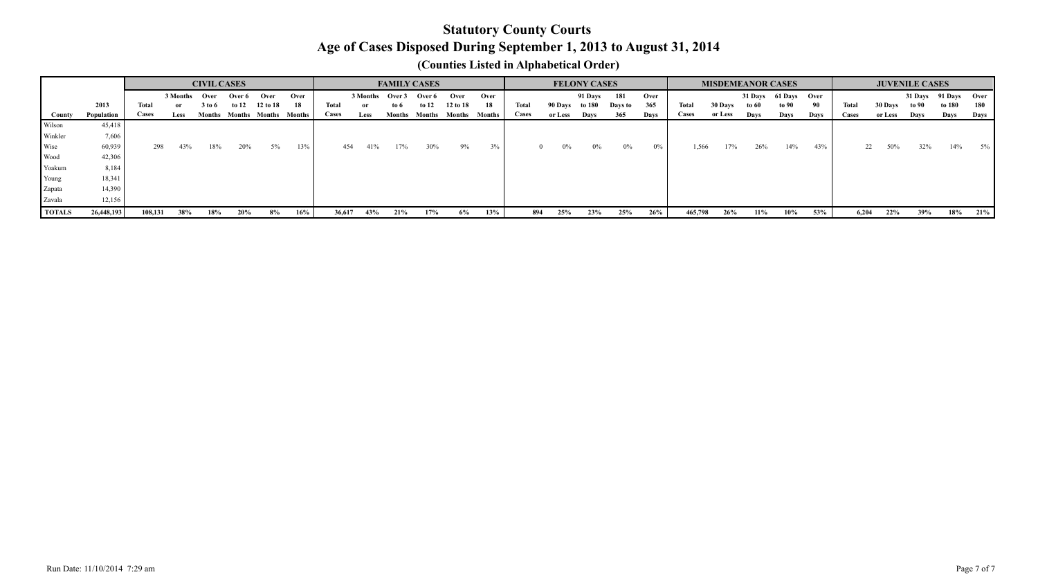# Statutory County Courts

## Age of Cases Disposed During September 1, 2013 to August 31, 2014

### (Counties Listed in Alphabetical Order)

| | | CIVIL CASES | | | | | | FAMILY CASES | | | | | | FELONY CASES | | | | | MISDEMEANOR CASES | | | | | JUVENILE CASES | | | | |
|---|---|---|---|---|---|---|---|---|---|---|---|---|---|---|---|---|---|---|---|---|---|---|---|---|---|---|---|---|
| County | 2013 Population | Total Cases | 3 Months or Less | Over 3 to 6 Months | Over 6 to 12 Months | Over 12 to 18 Months | Over 18 Months | Total Cases | 3 Months or Less | Over 3 to 6 Months | Over 6 to 12 Months | Over 12 to 18 Months | Over 18 Months | Total Cases | 90 Days or Less | 91 Days to 180 Days | 181 Days to 365 | Over 365 Days | Total Cases | 30 Days or Less | 31 Days to 60 Days | 61 Days to 90 Days | Over 90 Days | Total Cases | 30 Days or Less | 31 Days to 90 Days | 91 Days to 180 Days | Over 180 Days |
| Wilson | 45,418 | | | | | | | | | | | | | | | | | | | | | | | | | | | |
| Winkler | 7,606 | | | | | | | | | | | | | | | | | | | | | | | | | | | |
| Wise | 60,939 | 298 | 43% | 18% | 20% | 5% | 13% | 454 | 41% | 17% | 30% | 9% | 3% | 0 | 0% | 0% | 0% | 0% | 1,566 | 17% | 26% | 14% | 43% | 22 | 50% | 32% | 14% | 5% |
| Wood | 42,306 | | | | | | | | | | | | | | | | | | | | | | | | | | | |
| Yoakum | 8,184 | | | | | | | | | | | | | | | | | | | | | | | | | | | |
| Young | 18,341 | | | | | | | | | | | | | | | | | | | | | | | | | | | |
| Zapata | 14,390 | | | | | | | | | | | | | | | | | | | | | | | | | | | |
| Zavala | 12,156 | | | | | | | | | | | | | | | | | | | | | | | | | | | |
| **TOTALS** | **26,448,193** | **108,131** | **38%** | **18%** | **20%** | **8%** | **16%** | **36,617** | **43%** | **21%** | **17%** | **6%** | **13%** | **894** | **25%** | **23%** | **25%** | **26%** | **465,798** | **26%** | **11%** | **10%** | **53%** | **6,204** | **22%** | **39%** | **18%** | **21%** |

Run Date: 11/10/2014 7:29 am